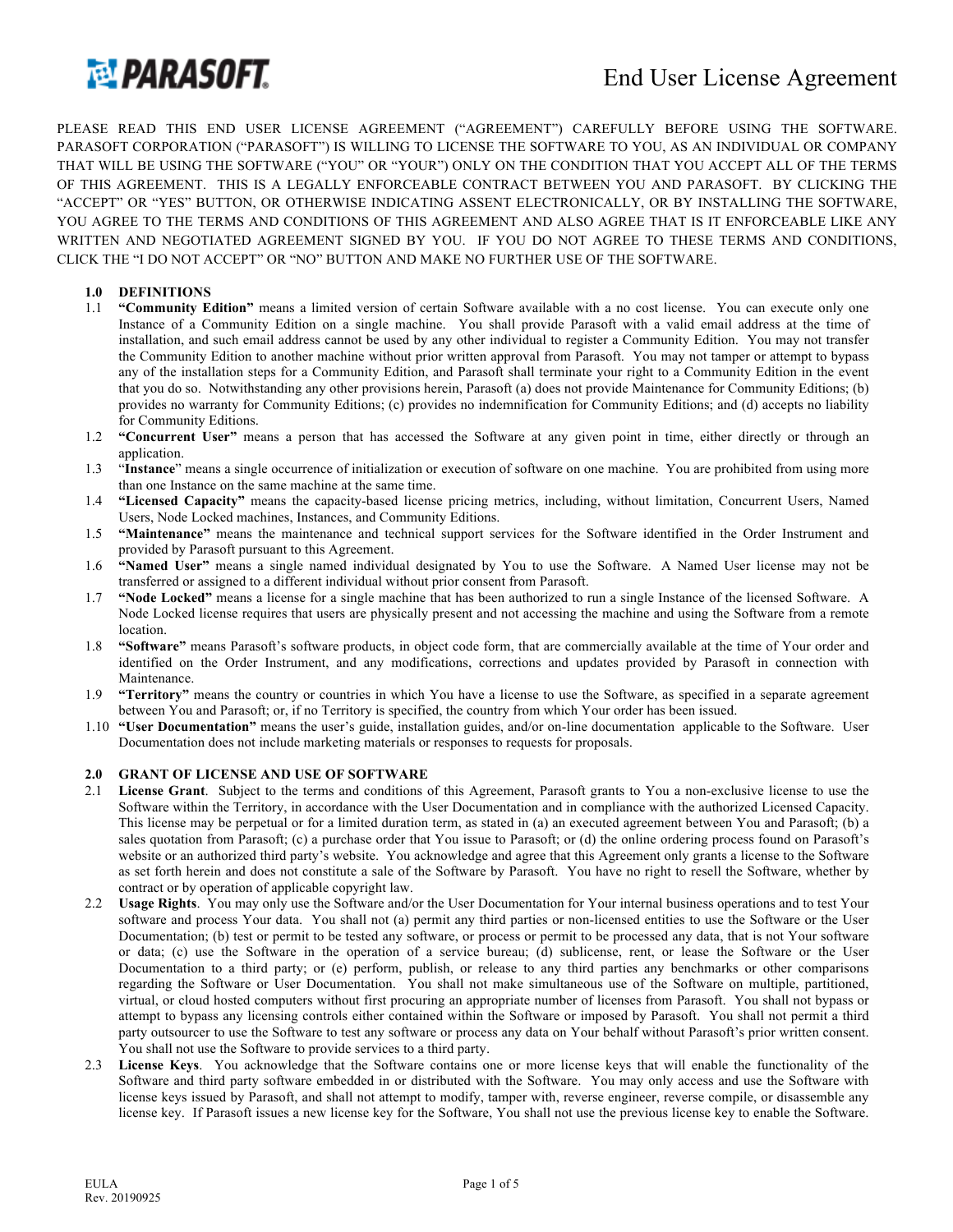# End User License Agreement

PLEASE READ THIS END USER LICENSE AGREEMENT ("AGREEMENT") CAREFULLY BEFORE USING THE SOFTWARE. PARASOFT CORPORATION ("PARASOFT") IS WILLING TO LICENSE THE SOFTWARE TO YOU, AS AN INDIVIDUAL OR COMPANY THAT WILL BE USING THE SOFTWARE ("YOU" OR "YOUR") ONLY ON THE CONDITION THAT YOU ACCEPT ALL OF THE TERMS OF THIS AGREEMENT. THIS IS A LEGALLY ENFORCEABLE CONTRACT BETWEEN YOU AND PARASOFT. BY CLICKING THE "ACCEPT" OR "YES" BUTTON, OR OTHERWISE INDICATING ASSENT ELECTRONICALLY, OR BY INSTALLING THE SOFTWARE, YOU AGREE TO THE TERMS AND CONDITIONS OF THIS AGREEMENT AND ALSO AGREE THAT IS IT ENFORCEABLE LIKE ANY WRITTEN AND NEGOTIATED AGREEMENT SIGNED BY YOU. IF YOU DO NOT AGREE TO THESE TERMS AND CONDITIONS, CLICK THE "I DO NOT ACCEPT" OR "NO" BUTTON AND MAKE NO FURTHER USE OF THE SOFTWARE.

## 1.0 DEFINITIONS

1.1 **"Community Edition"** means a limited version of certain Software available with a no cost license. You can execute only one Instance of a Community Edition on a single machine. You shall provide Parasoft with a valid email address at the time of installation, and such email address cannot be used by any other individual to register a Community Edition. You may not transfer the Community Edition to another machine without prior written approval from Parasoft. You may not tamper or attempt to bypass any of the installation steps for a Community Edition, and Parasoft shall terminate your right to a Community Edition in the event that you do so. Notwithstanding any other provisions herein, Parasoft (a) does not provide Maintenance for Community Editions; (b) provides no warranty for Community Editions; (c) provides no indemnification for Community Editions; and (d) accepts no liability for Community Editions.

1.2 **"Concurrent User"** means a person that has accessed the Software at any given point in time, either directly or through an application.

1.3 "**Instance**" means a single occurrence of initialization or execution of software on one machine. You are prohibited from using more than one Instance on the same machine at the same time.

1.4 **"Licensed Capacity"** means the capacity-based license pricing metrics, including, without limitation, Concurrent Users, Named Users, Node Locked machines, Instances, and Community Editions.

1.5 **"Maintenance"** means the maintenance and technical support services for the Software identified in the Order Instrument and provided by Parasoft pursuant to this Agreement.

1.6 **"Named User"** means a single named individual designated by You to use the Software. A Named User license may not be transferred or assigned to a different individual without prior consent from Parasoft.

1.7 **"Node Locked"** means a license for a single machine that has been authorized to run a single Instance of the licensed Software. A Node Locked license requires that users are physically present and not accessing the machine and using the Software from a remote location.

1.8 **"Software"** means Parasoft's software products, in object code form, that are commercially available at the time of Your order and identified on the Order Instrument, and any modifications, corrections and updates provided by Parasoft in connection with Maintenance.

1.9 **"Territory"** means the country or countries in which You have a license to use the Software, as specified in a separate agreement between You and Parasoft; or, if no Territory is specified, the country from which Your order has been issued.

1.10 **"User Documentation"** means the user's guide, installation guides, and/or on-line documentation applicable to the Software. User Documentation does not include marketing materials or responses to requests for proposals.

## 2.0 GRANT OF LICENSE AND USE OF SOFTWARE

2.1 **License Grant**. Subject to the terms and conditions of this Agreement, Parasoft grants to You a non-exclusive license to use the Software within the Territory, in accordance with the User Documentation and in compliance with the authorized Licensed Capacity. This license may be perpetual or for a limited duration term, as stated in (a) an executed agreement between You and Parasoft; (b) a sales quotation from Parasoft; (c) a purchase order that You issue to Parasoft; or (d) the online ordering process found on Parasoft's website or an authorized third party's website. You acknowledge and agree that this Agreement only grants a license to the Software as set forth herein and does not constitute a sale of the Software by Parasoft. You have no right to resell the Software, whether by contract or by operation of applicable copyright law.

2.2 **Usage Rights**. You may only use the Software and/or the User Documentation for Your internal business operations and to test Your software and process Your data. You shall not (a) permit any third parties or non-licensed entities to use the Software or the User Documentation; (b) test or permit to be tested any software, or process or permit to be processed any data, that is not Your software or data; (c) use the Software in the operation of a service bureau; (d) sublicense, rent, or lease the Software or the User Documentation to a third party; or (e) perform, publish, or release to any third parties any benchmarks or other comparisons regarding the Software or User Documentation. You shall not make simultaneous use of the Software on multiple, partitioned, virtual, or cloud hosted computers without first procuring an appropriate number of licenses from Parasoft. You shall not bypass or attempt to bypass any licensing controls either contained within the Software or imposed by Parasoft. You shall not permit a third party outsourcer to use the Software to test any software or process any data on Your behalf without Parasoft's prior written consent. You shall not use the Software to provide services to a third party.

2.3 **License Keys**. You acknowledge that the Software contains one or more license keys that will enable the functionality of the Software and third party software embedded in or distributed with the Software. You may only access and use the Software with license keys issued by Parasoft, and shall not attempt to modify, tamper with, reverse engineer, reverse compile, or disassemble any license key. If Parasoft issues a new license key for the Software, You shall not use the previous license key to enable the Software.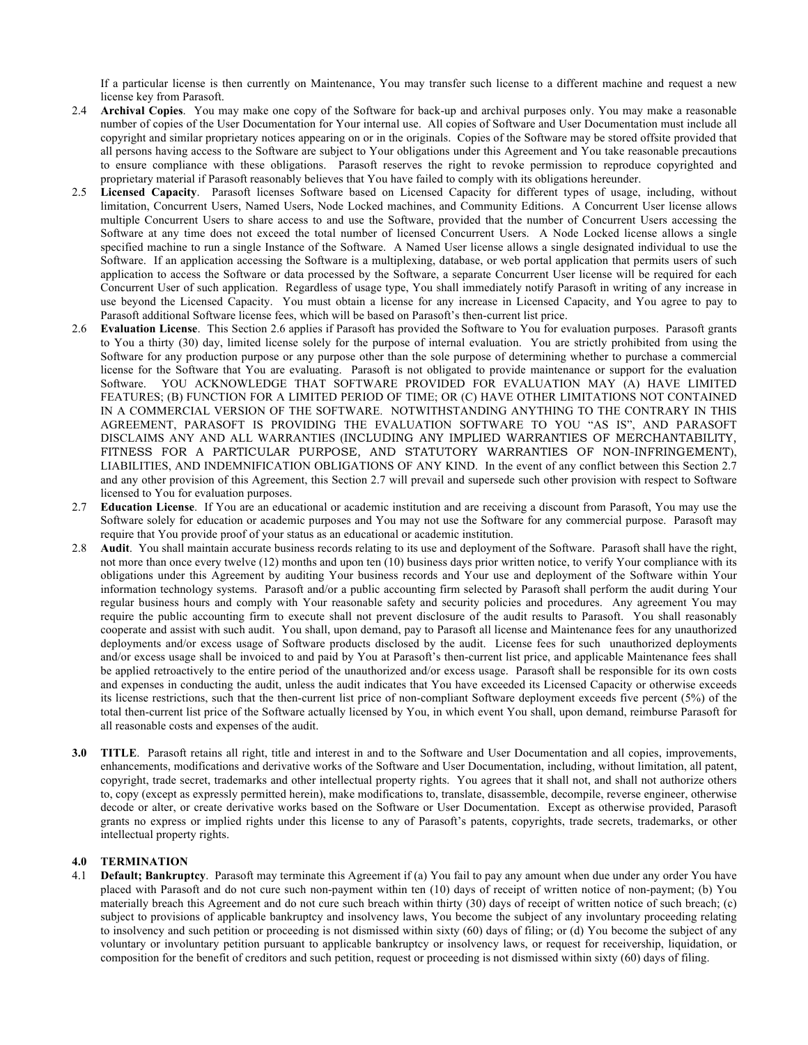If a particular license is then currently on Maintenance, You may transfer such license to a different machine and request a new license key from Parasoft.

2.4 **Archival Copies**. You may make one copy of the Software for back-up and archival purposes only. You may make a reasonable number of copies of the User Documentation for Your internal use. All copies of Software and User Documentation must include all copyright and similar proprietary notices appearing on or in the originals. Copies of the Software may be stored offsite provided that all persons having access to the Software are subject to Your obligations under this Agreement and You take reasonable precautions to ensure compliance with these obligations. Parasoft reserves the right to revoke permission to reproduce copyrighted and proprietary material if Parasoft reasonably believes that You have failed to comply with its obligations hereunder.

2.5 **Licensed Capacity**. Parasoft licenses Software based on Licensed Capacity for different types of usage, including, without limitation, Concurrent Users, Named Users, Node Locked machines, and Community Editions. A Concurrent User license allows multiple Concurrent Users to share access to and use the Software, provided that the number of Concurrent Users accessing the Software at any time does not exceed the total number of licensed Concurrent Users. A Node Locked license allows a single specified machine to run a single Instance of the Software. A Named User license allows a single designated individual to use the Software. If an application accessing the Software is a multiplexing, database, or web portal application that permits users of such application to access the Software or data processed by the Software, a separate Concurrent User license will be required for each Concurrent User of such application. Regardless of usage type, You shall immediately notify Parasoft in writing of any increase in use beyond the Licensed Capacity. You must obtain a license for any increase in Licensed Capacity, and You agree to pay to Parasoft additional Software license fees, which will be based on Parasoft's then-current list price.

2.6 **Evaluation License**. This Section 2.6 applies if Parasoft has provided the Software to You for evaluation purposes. Parasoft grants to You a thirty (30) day, limited license solely for the purpose of internal evaluation. You are strictly prohibited from using the Software for any production purpose or any purpose other than the sole purpose of determining whether to purchase a commercial license for the Software that You are evaluating. Parasoft is not obligated to provide maintenance or support for the evaluation Software. YOU ACKNOWLEDGE THAT SOFTWARE PROVIDED FOR EVALUATION MAY (A) HAVE LIMITED FEATURES; (B) FUNCTION FOR A LIMITED PERIOD OF TIME; OR (C) HAVE OTHER LIMITATIONS NOT CONTAINED IN A COMMERCIAL VERSION OF THE SOFTWARE. NOTWITHSTANDING ANYTHING TO THE CONTRARY IN THIS AGREEMENT, PARASOFT IS PROVIDING THE EVALUATION SOFTWARE TO YOU "AS IS", AND PARASOFT DISCLAIMS ANY AND ALL WARRANTIES (INCLUDING ANY IMPLIED WARRANTIES OF MERCHANTABILITY, FITNESS FOR A PARTICULAR PURPOSE, AND STATUTORY WARRANTIES OF NON-INFRINGEMENT), LIABILITIES, AND INDEMNIFICATION OBLIGATIONS OF ANY KIND. In the event of any conflict between this Section 2.7 and any other provision of this Agreement, this Section 2.7 will prevail and supersede such other provision with respect to Software licensed to You for evaluation purposes.

2.7 **Education License**. If You are an educational or academic institution and are receiving a discount from Parasoft, You may use the Software solely for education or academic purposes and You may not use the Software for any commercial purpose. Parasoft may require that You provide proof of your status as an educational or academic institution.

2.8 **Audit**. You shall maintain accurate business records relating to its use and deployment of the Software. Parasoft shall have the right, not more than once every twelve (12) months and upon ten (10) business days prior written notice, to verify Your compliance with its obligations under this Agreement by auditing Your business records and Your use and deployment of the Software within Your information technology systems. Parasoft and/or a public accounting firm selected by Parasoft shall perform the audit during Your regular business hours and comply with Your reasonable safety and security policies and procedures. Any agreement You may require the public accounting firm to execute shall not prevent disclosure of the audit results to Parasoft. You shall reasonably cooperate and assist with such audit. You shall, upon demand, pay to Parasoft all license and Maintenance fees for any unauthorized deployments and/or excess usage of Software products disclosed by the audit. License fees for such unauthorized deployments and/or excess usage shall be invoiced to and paid by You at Parasoft's then-current list price, and applicable Maintenance fees shall be applied retroactively to the entire period of the unauthorized and/or excess usage. Parasoft shall be responsible for its own costs and expenses in conducting the audit, unless the audit indicates that You have exceeded its Licensed Capacity or otherwise exceeds its license restrictions, such that the then-current list price of non-compliant Software deployment exceeds five percent (5%) of the total then-current list price of the Software actually licensed by You, in which event You shall, upon demand, reimburse Parasoft for all reasonable costs and expenses of the audit.

**3.0 TITLE**. Parasoft retains all right, title and interest in and to the Software and User Documentation and all copies, improvements, enhancements, modifications and derivative works of the Software and User Documentation, including, without limitation, all patent, copyright, trade secret, trademarks and other intellectual property rights. You agrees that it shall not, and shall not authorize others to, copy (except as expressly permitted herein), make modifications to, translate, disassemble, decompile, reverse engineer, otherwise decode or alter, or create derivative works based on the Software or User Documentation. Except as otherwise provided, Parasoft grants no express or implied rights under this license to any of Parasoft's patents, copyrights, trade secrets, trademarks, or other intellectual property rights.

**4.0 TERMINATION**

4.1 **Default; Bankruptcy**. Parasoft may terminate this Agreement if (a) You fail to pay any amount when due under any order You have placed with Parasoft and do not cure such non-payment within ten (10) days of receipt of written notice of non-payment; (b) You materially breach this Agreement and do not cure such breach within thirty (30) days of receipt of written notice of such breach; (c) subject to provisions of applicable bankruptcy and insolvency laws, You become the subject of any involuntary proceeding relating to insolvency and such petition or proceeding is not dismissed within sixty (60) days of filing; or (d) You become the subject of any voluntary or involuntary petition pursuant to applicable bankruptcy or insolvency laws, or request for receivership, liquidation, or composition for the benefit of creditors and such petition, request or proceeding is not dismissed within sixty (60) days of filing.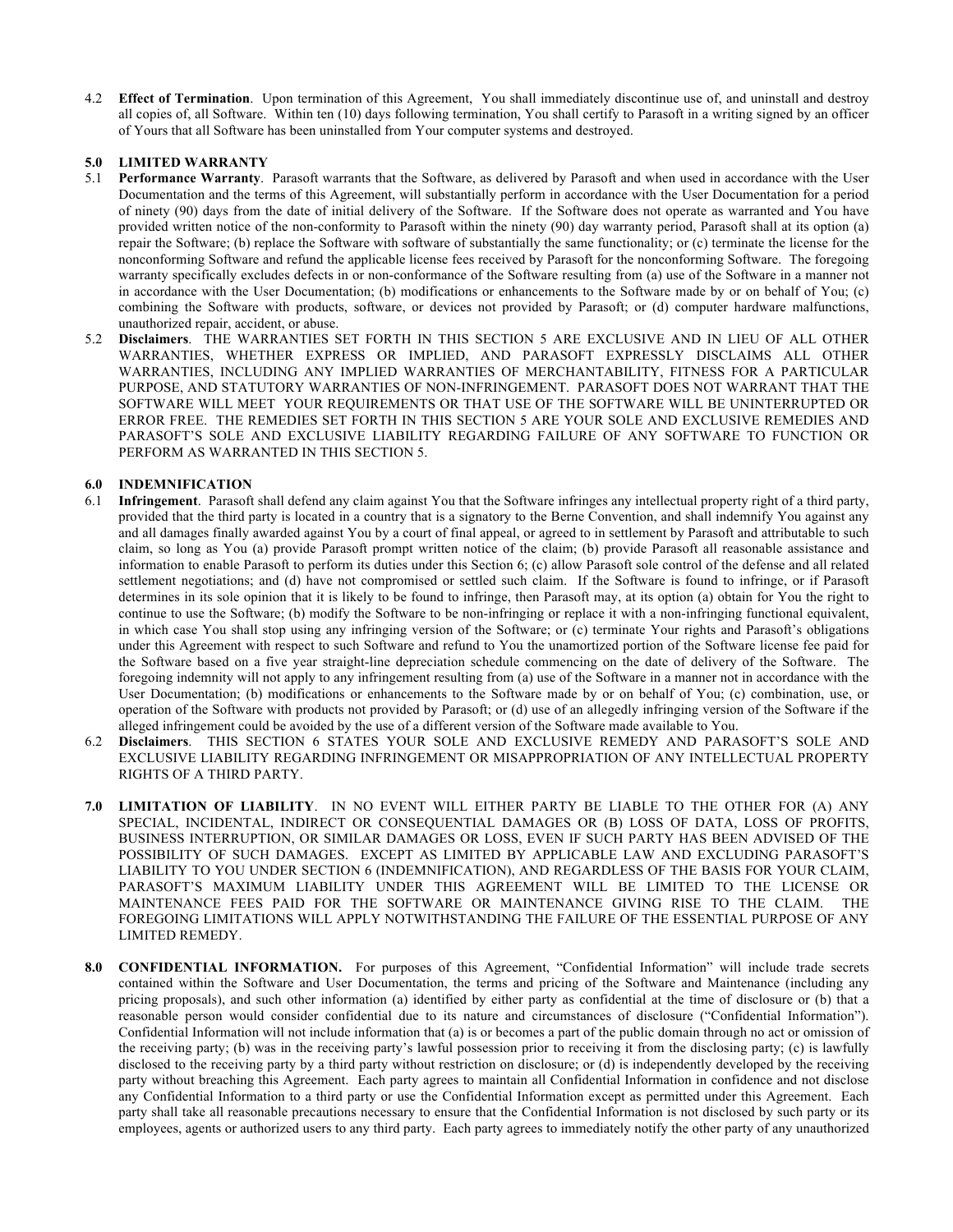4.2 **Effect of Termination**. Upon termination of this Agreement, You shall immediately discontinue use of, and uninstall and destroy all copies of, all Software. Within ten (10) days following termination, You shall certify to Parasoft in a writing signed by an officer of Yours that all Software has been uninstalled from Your computer systems and destroyed.

**5.0 LIMITED WARRANTY**

5.1 **Performance Warranty**. Parasoft warrants that the Software, as delivered by Parasoft and when used in accordance with the User Documentation and the terms of this Agreement, will substantially perform in accordance with the User Documentation for a period of ninety (90) days from the date of initial delivery of the Software. If the Software does not operate as warranted and You have provided written notice of the non-conformity to Parasoft within the ninety (90) day warranty period, Parasoft shall at its option (a) repair the Software; (b) replace the Software with software of substantially the same functionality; or (c) terminate the license for the nonconforming Software and refund the applicable license fees received by Parasoft for the nonconforming Software. The foregoing warranty specifically excludes defects in or non-conformance of the Software resulting from (a) use of the Software in a manner not in accordance with the User Documentation; (b) modifications or enhancements to the Software made by or on behalf of You; (c) combining the Software with products, software, or devices not provided by Parasoft; or (d) computer hardware malfunctions, unauthorized repair, accident, or abuse.

5.2 **Disclaimers**. THE WARRANTIES SET FORTH IN THIS SECTION 5 ARE EXCLUSIVE AND IN LIEU OF ALL OTHER WARRANTIES, WHETHER EXPRESS OR IMPLIED, AND PARASOFT EXPRESSLY DISCLAIMS ALL OTHER WARRANTIES, INCLUDING ANY IMPLIED WARRANTIES OF MERCHANTABILITY, FITNESS FOR A PARTICULAR PURPOSE, AND STATUTORY WARRANTIES OF NON-INFRINGEMENT. PARASOFT DOES NOT WARRANT THAT THE SOFTWARE WILL MEET YOUR REQUIREMENTS OR THAT USE OF THE SOFTWARE WILL BE UNINTERRUPTED OR ERROR FREE. THE REMEDIES SET FORTH IN THIS SECTION 5 ARE YOUR SOLE AND EXCLUSIVE REMEDIES AND PARASOFT'S SOLE AND EXCLUSIVE LIABILITY REGARDING FAILURE OF ANY SOFTWARE TO FUNCTION OR PERFORM AS WARRANTED IN THIS SECTION 5.

**6.0 INDEMNIFICATION**

6.1 **Infringement**. Parasoft shall defend any claim against You that the Software infringes any intellectual property right of a third party, provided that the third party is located in a country that is a signatory to the Berne Convention, and shall indemnify You against any and all damages finally awarded against You by a court of final appeal, or agreed to in settlement by Parasoft and attributable to such claim, so long as You (a) provide Parasoft prompt written notice of the claim; (b) provide Parasoft all reasonable assistance and information to enable Parasoft to perform its duties under this Section 6; (c) allow Parasoft sole control of the defense and all related settlement negotiations; and (d) have not compromised or settled such claim. If the Software is found to infringe, or if Parasoft determines in its sole opinion that it is likely to be found to infringe, then Parasoft may, at its option (a) obtain for You the right to continue to use the Software; (b) modify the Software to be non-infringing or replace it with a non-infringing functional equivalent, in which case You shall stop using any infringing version of the Software; or (c) terminate Your rights and Parasoft's obligations under this Agreement with respect to such Software and refund to You the unamortized portion of the Software license fee paid for the Software based on a five year straight-line depreciation schedule commencing on the date of delivery of the Software. The foregoing indemnity will not apply to any infringement resulting from (a) use of the Software in a manner not in accordance with the User Documentation; (b) modifications or enhancements to the Software made by or on behalf of You; (c) combination, use, or operation of the Software with products not provided by Parasoft; or (d) use of an allegedly infringing version of the Software if the alleged infringement could be avoided by the use of a different version of the Software made available to You.

6.2 **Disclaimers**. THIS SECTION 6 STATES YOUR SOLE AND EXCLUSIVE REMEDY AND PARASOFT'S SOLE AND EXCLUSIVE LIABILITY REGARDING INFRINGEMENT OR MISAPPROPRIATION OF ANY INTELLECTUAL PROPERTY RIGHTS OF A THIRD PARTY.

**7.0 LIMITATION OF LIABILITY**. IN NO EVENT WILL EITHER PARTY BE LIABLE TO THE OTHER FOR (A) ANY SPECIAL, INCIDENTAL, INDIRECT OR CONSEQUENTIAL DAMAGES OR (B) LOSS OF DATA, LOSS OF PROFITS, BUSINESS INTERRUPTION, OR SIMILAR DAMAGES OR LOSS, EVEN IF SUCH PARTY HAS BEEN ADVISED OF THE POSSIBILITY OF SUCH DAMAGES. EXCEPT AS LIMITED BY APPLICABLE LAW AND EXCLUDING PARASOFT'S LIABILITY TO YOU UNDER SECTION 6 (INDEMNIFICATION), AND REGARDLESS OF THE BASIS FOR YOUR CLAIM, PARASOFT'S MAXIMUM LIABILITY UNDER THIS AGREEMENT WILL BE LIMITED TO THE LICENSE OR MAINTENANCE FEES PAID FOR THE SOFTWARE OR MAINTENANCE GIVING RISE TO THE CLAIM. THE FOREGOING LIMITATIONS WILL APPLY NOTWITHSTANDING THE FAILURE OF THE ESSENTIAL PURPOSE OF ANY LIMITED REMEDY.

**8.0 CONFIDENTIAL INFORMATION.** For purposes of this Agreement, "Confidential Information" will include trade secrets contained within the Software and User Documentation, the terms and pricing of the Software and Maintenance (including any pricing proposals), and such other information (a) identified by either party as confidential at the time of disclosure or (b) that a reasonable person would consider confidential due to its nature and circumstances of disclosure ("Confidential Information"). Confidential Information will not include information that (a) is or becomes a part of the public domain through no act or omission of the receiving party; (b) was in the receiving party's lawful possession prior to receiving it from the disclosing party; (c) is lawfully disclosed to the receiving party by a third party without restriction on disclosure; or (d) is independently developed by the receiving party without breaching this Agreement. Each party agrees to maintain all Confidential Information in confidence and not disclose any Confidential Information to a third party or use the Confidential Information except as permitted under this Agreement. Each party shall take all reasonable precautions necessary to ensure that the Confidential Information is not disclosed by such party or its employees, agents or authorized users to any third party. Each party agrees to immediately notify the other party of any unauthorized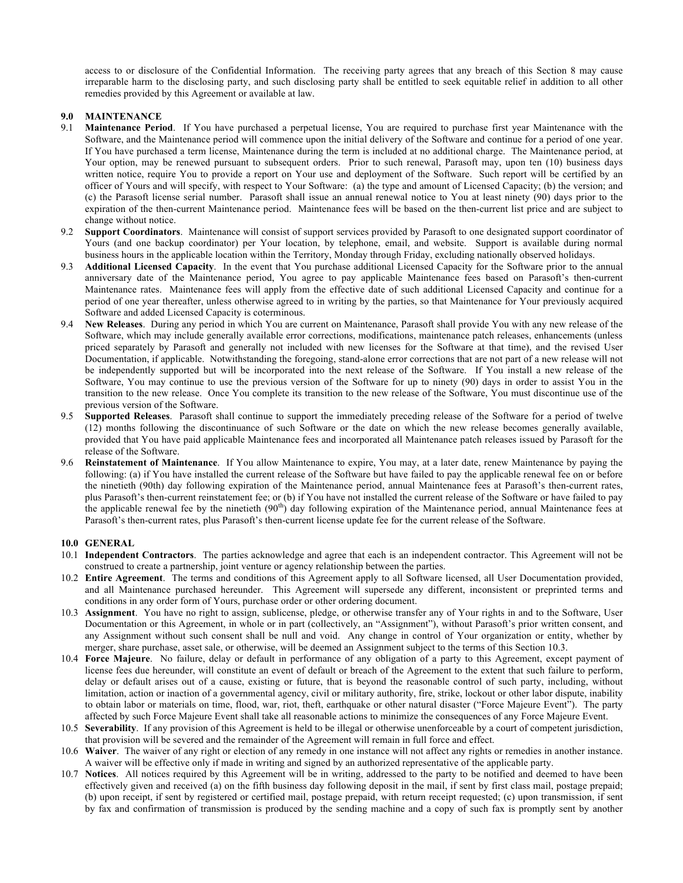access to or disclosure of the Confidential Information. The receiving party agrees that any breach of this Section 8 may cause irreparable harm to the disclosing party, and such disclosing party shall be entitled to seek equitable relief in addition to all other remedies provided by this Agreement or available at law.

## 9.0 MAINTENANCE

9.1 **Maintenance Period**. If You have purchased a perpetual license, You are required to purchase first year Maintenance with the Software, and the Maintenance period will commence upon the initial delivery of the Software and continue for a period of one year. If You have purchased a term license, Maintenance during the term is included at no additional charge. The Maintenance period, at Your option, may be renewed pursuant to subsequent orders. Prior to such renewal, Parasoft may, upon ten (10) business days written notice, require You to provide a report on Your use and deployment of the Software. Such report will be certified by an officer of Yours and will specify, with respect to Your Software: (a) the type and amount of Licensed Capacity; (b) the version; and (c) the Parasoft license serial number. Parasoft shall issue an annual renewal notice to You at least ninety (90) days prior to the expiration of the then-current Maintenance period. Maintenance fees will be based on the then-current list price and are subject to change without notice.

9.2 **Support Coordinators**. Maintenance will consist of support services provided by Parasoft to one designated support coordinator of Yours (and one backup coordinator) per Your location, by telephone, email, and website. Support is available during normal business hours in the applicable location within the Territory, Monday through Friday, excluding nationally observed holidays.

9.3 **Additional Licensed Capacity**. In the event that You purchase additional Licensed Capacity for the Software prior to the annual anniversary date of the Maintenance period, You agree to pay applicable Maintenance fees based on Parasoft's then-current Maintenance rates. Maintenance fees will apply from the effective date of such additional Licensed Capacity and continue for a period of one year thereafter, unless otherwise agreed to in writing by the parties, so that Maintenance for Your previously acquired Software and added Licensed Capacity is coterminous.

9.4 **New Releases**. During any period in which You are current on Maintenance, Parasoft shall provide You with any new release of the Software, which may include generally available error corrections, modifications, maintenance patch releases, enhancements (unless priced separately by Parasoft and generally not included with new licenses for the Software at that time), and the revised User Documentation, if applicable. Notwithstanding the foregoing, stand-alone error corrections that are not part of a new release will not be independently supported but will be incorporated into the next release of the Software. If You install a new release of the Software, You may continue to use the previous version of the Software for up to ninety (90) days in order to assist You in the transition to the new release. Once You complete its transition to the new release of the Software, You must discontinue use of the previous version of the Software.

9.5 **Supported Releases**. Parasoft shall continue to support the immediately preceding release of the Software for a period of twelve (12) months following the discontinuance of such Software or the date on which the new release becomes generally available, provided that You have paid applicable Maintenance fees and incorporated all Maintenance patch releases issued by Parasoft for the release of the Software.

9.6 **Reinstatement of Maintenance**. If You allow Maintenance to expire, You may, at a later date, renew Maintenance by paying the following: (a) if You have installed the current release of the Software but have failed to pay the applicable renewal fee on or before the ninetieth (90th) day following expiration of the Maintenance period, annual Maintenance fees at Parasoft's then-current rates, plus Parasoft's then-current reinstatement fee; or (b) if You have not installed the current release of the Software or have failed to pay the applicable renewal fee by the ninetieth (90th) day following expiration of the Maintenance period, annual Maintenance fees at Parasoft's then-current rates, plus Parasoft's then-current license update fee for the current release of the Software.

## 10.0 GENERAL

10.1 **Independent Contractors**. The parties acknowledge and agree that each is an independent contractor. This Agreement will not be construed to create a partnership, joint venture or agency relationship between the parties.

10.2 **Entire Agreement**. The terms and conditions of this Agreement apply to all Software licensed, all User Documentation provided, and all Maintenance purchased hereunder. This Agreement will supersede any different, inconsistent or preprinted terms and conditions in any order form of Yours, purchase order or other ordering document.

10.3 **Assignment**. You have no right to assign, sublicense, pledge, or otherwise transfer any of Your rights in and to the Software, User Documentation or this Agreement, in whole or in part (collectively, an "Assignment"), without Parasoft's prior written consent, and any Assignment without such consent shall be null and void. Any change in control of Your organization or entity, whether by merger, share purchase, asset sale, or otherwise, will be deemed an Assignment subject to the terms of this Section 10.3.

10.4 **Force Majeure**. No failure, delay or default in performance of any obligation of a party to this Agreement, except payment of license fees due hereunder, will constitute an event of default or breach of the Agreement to the extent that such failure to perform, delay or default arises out of a cause, existing or future, that is beyond the reasonable control of such party, including, without limitation, action or inaction of a governmental agency, civil or military authority, fire, strike, lockout or other labor dispute, inability to obtain labor or materials on time, flood, war, riot, theft, earthquake or other natural disaster ("Force Majeure Event"). The party affected by such Force Majeure Event shall take all reasonable actions to minimize the consequences of any Force Majeure Event.

10.5 **Severability**. If any provision of this Agreement is held to be illegal or otherwise unenforceable by a court of competent jurisdiction, that provision will be severed and the remainder of the Agreement will remain in full force and effect.

10.6 **Waiver**. The waiver of any right or election of any remedy in one instance will not affect any rights or remedies in another instance. A waiver will be effective only if made in writing and signed by an authorized representative of the applicable party.

10.7 **Notices**. All notices required by this Agreement will be in writing, addressed to the party to be notified and deemed to have been effectively given and received (a) on the fifth business day following deposit in the mail, if sent by first class mail, postage prepaid; (b) upon receipt, if sent by registered or certified mail, postage prepaid, with return receipt requested; (c) upon transmission, if sent by fax and confirmation of transmission is produced by the sending machine and a copy of such fax is promptly sent by another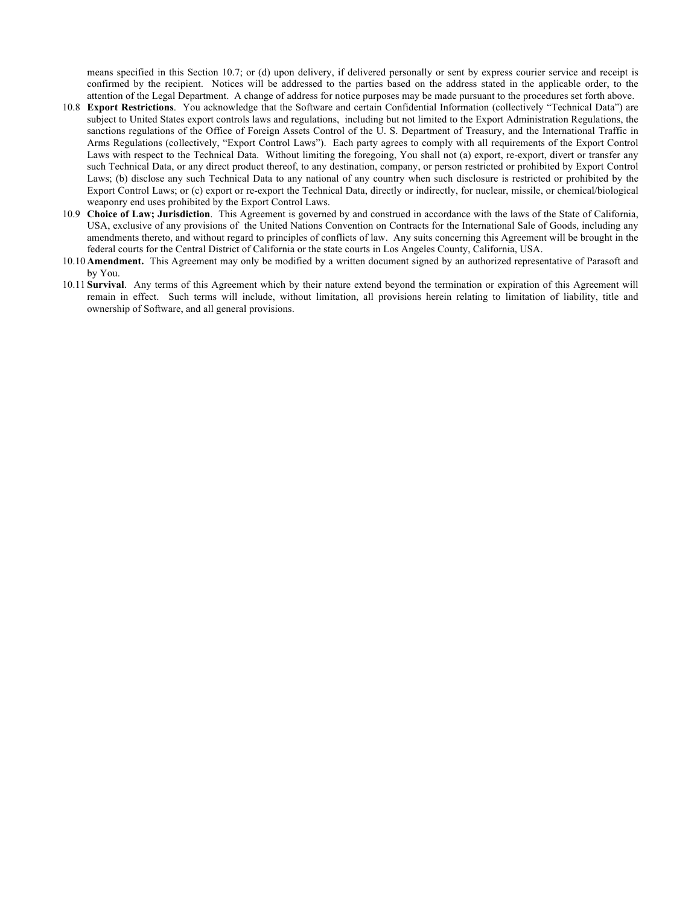means specified in this Section 10.7; or (d) upon delivery, if delivered personally or sent by express courier service and receipt is confirmed by the recipient. Notices will be addressed to the parties based on the address stated in the applicable order, to the attention of the Legal Department. A change of address for notice purposes may be made pursuant to the procedures set forth above.

10.8 **Export Restrictions**. You acknowledge that the Software and certain Confidential Information (collectively "Technical Data") are subject to United States export controls laws and regulations, including but not limited to the Export Administration Regulations, the sanctions regulations of the Office of Foreign Assets Control of the U. S. Department of Treasury, and the International Traffic in Arms Regulations (collectively, "Export Control Laws"). Each party agrees to comply with all requirements of the Export Control Laws with respect to the Technical Data. Without limiting the foregoing, You shall not (a) export, re-export, divert or transfer any such Technical Data, or any direct product thereof, to any destination, company, or person restricted or prohibited by Export Control Laws; (b) disclose any such Technical Data to any national of any country when such disclosure is restricted or prohibited by the Export Control Laws; or (c) export or re-export the Technical Data, directly or indirectly, for nuclear, missile, or chemical/biological weaponry end uses prohibited by the Export Control Laws.

10.9 **Choice of Law; Jurisdiction**. This Agreement is governed by and construed in accordance with the laws of the State of California, USA, exclusive of any provisions of the United Nations Convention on Contracts for the International Sale of Goods, including any amendments thereto, and without regard to principles of conflicts of law. Any suits concerning this Agreement will be brought in the federal courts for the Central District of California or the state courts in Los Angeles County, California, USA.

10.10 **Amendment.** This Agreement may only be modified by a written document signed by an authorized representative of Parasoft and by You.

10.11 **Survival**. Any terms of this Agreement which by their nature extend beyond the termination or expiration of this Agreement will remain in effect. Such terms will include, without limitation, all provisions herein relating to limitation of liability, title and ownership of Software, and all general provisions.